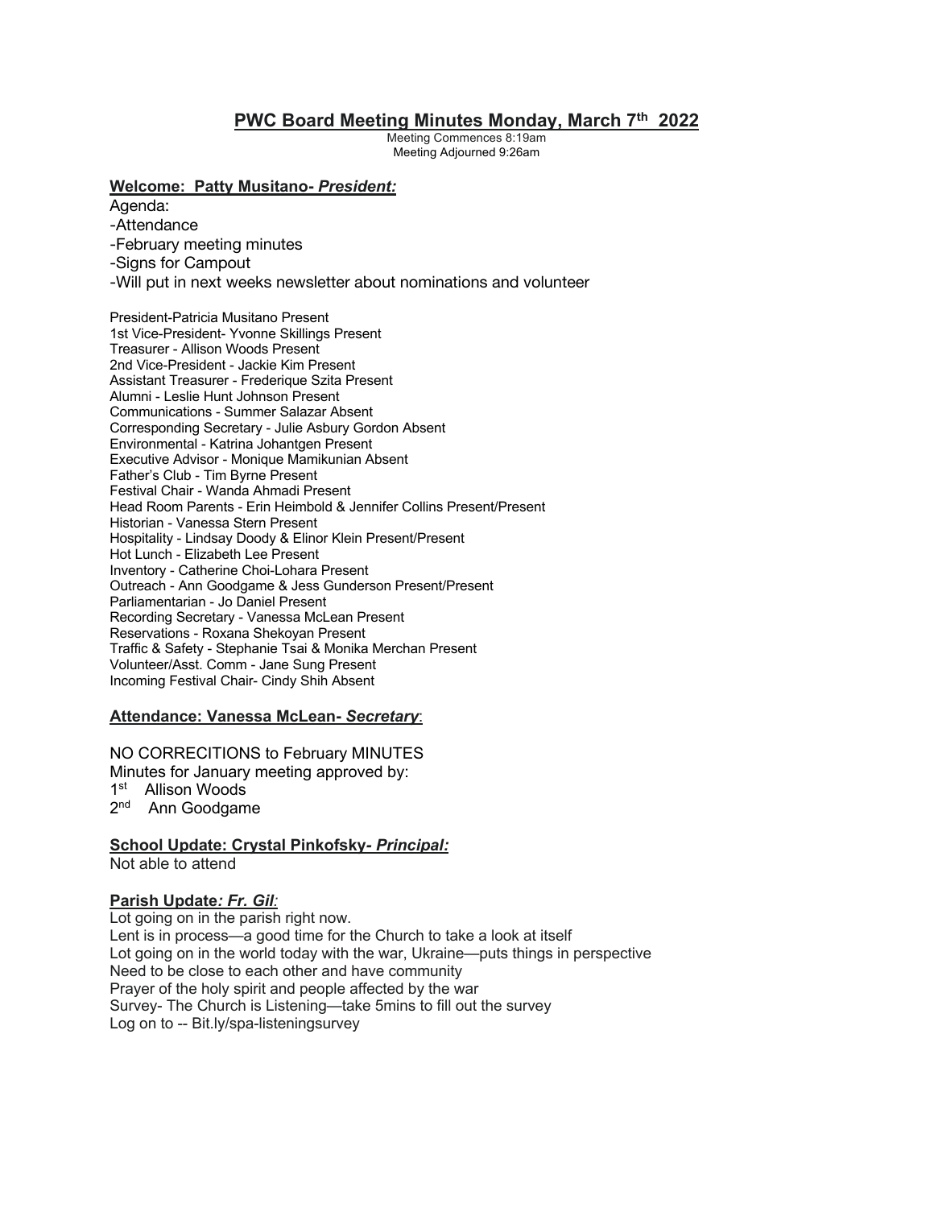# **PWC Board Meeting Minutes Monday, March 7th 2022**

Meeting Commences 8:19am
Meeting Adjourned 9:26am

## **Welcome: Patty Musitano- *President:***

Agenda:
- -Attendance
- -February meeting minutes
- -Signs for Campout
- -Will put in next weeks newsletter about nominations and volunteer

President-Patricia Musitano Present
1st Vice-President- Yvonne Skillings Present
Treasurer - Allison Woods Present
2nd Vice-President - Jackie Kim Present
Assistant Treasurer - Frederique Szita Present
Alumni - Leslie Hunt Johnson Present
Communications - Summer Salazar Absent
Corresponding Secretary - Julie Asbury Gordon Absent
Environmental - Katrina Johantgen Present
Executive Advisor - Monique Mamikunian Absent
Father's Club - Tim Byrne Present
Festival Chair - Wanda Ahmadi Present
Head Room Parents - Erin Heimbold & Jennifer Collins Present/Present
Historian - Vanessa Stern Present
Hospitality - Lindsay Doody & Elinor Klein Present/Present
Hot Lunch - Elizabeth Lee Present
Inventory - Catherine Choi-Lohara Present
Outreach - Ann Goodgame & Jess Gunderson Present/Present
Parliamentarian - Jo Daniel Present
Recording Secretary - Vanessa McLean Present
Reservations - Roxana Shekoyan Present
Traffic & Safety - Stephanie Tsai & Monika Merchan Present
Volunteer/Asst. Comm - Jane Sung Present
Incoming Festival Chair- Cindy Shih Absent

## **Attendance: Vanessa McLean- *Secretary*:**

NO CORRECITIONS to February MINUTES
Minutes for January meeting approved by:
1st Allison Woods
2nd Ann Goodgame

## **School Update: Crystal Pinkofsky- *Principal:***

Not able to attend

## **Parish Update*: Fr. Gil*:**

Lot going on in the parish right now.
Lent is in process—a good time for the Church to take a look at itself
Lot going on in the world today with the war, Ukraine—puts things in perspective
Need to be close to each other and have community
Prayer of the holy spirit and people affected by the war
Survey- The Church is Listening—take 5mins to fill out the survey
Log on to -- Bit.ly/spa-listeningsurvey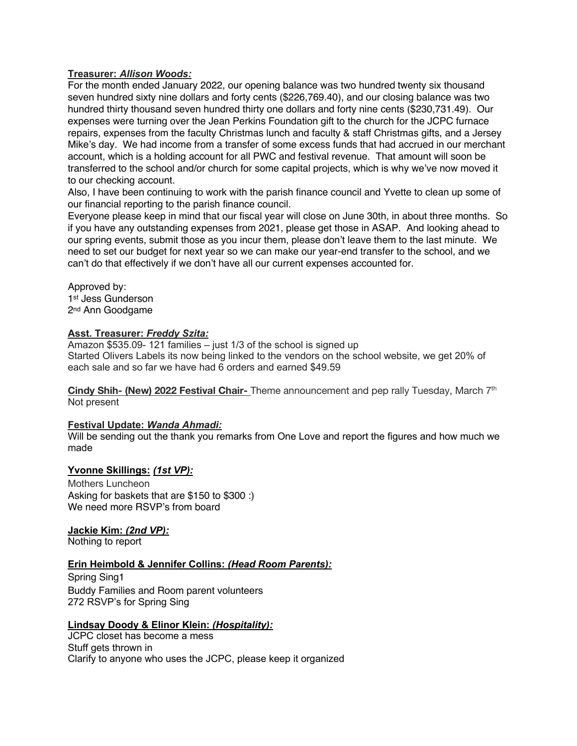**Treasurer: *Allison Woods:***
For the month ended January 2022, our opening balance was two hundred twenty six thousand seven hundred sixty nine dollars and forty cents ($226,769.40), and our closing balance was two hundred thirty thousand seven hundred thirty one dollars and forty nine cents ($230,731.49). Our expenses were turning over the Jean Perkins Foundation gift to the church for the JCPC furnace repairs, expenses from the faculty Christmas lunch and faculty & staff Christmas gifts, and a Jersey Mike's day. We had income from a transfer of some excess funds that had accrued in our merchant account, which is a holding account for all PWC and festival revenue. That amount will soon be transferred to the school and/or church for some capital projects, which is why we've now moved it to our checking account.
Also, I have been continuing to work with the parish finance council and Yvette to clean up some of our financial reporting to the parish finance council.
Everyone please keep in mind that our fiscal year will close on June 30th, in about three months. So if you have any outstanding expenses from 2021, please get those in ASAP. And looking ahead to our spring events, submit those as you incur them, please don't leave them to the last minute. We need to set our budget for next year so we can make our year-end transfer to the school, and we can't do that effectively if we don't have all our current expenses accounted for.

Approved by:
1st Jess Gunderson
2nd Ann Goodgame

**Asst. Treasurer: *Freddy Szita:***
Amazon $535.09- 121 families – just 1/3 of the school is signed up
Started Olivers Labels its now being linked to the vendors on the school website, we get 20% of each sale and so far we have had 6 orders and earned $49.59

**Cindy Shih- (New) 2022 Festival Chair-** Theme announcement and pep rally Tuesday, March 7th
Not present

**Festival Update: *Wanda Ahmadi:***
Will be sending out the thank you remarks from One Love and report the figures and how much we made

**Yvonne Skillings: *(1st VP):***
Mothers Luncheon
Asking for baskets that are $150 to $300 :)
We need more RSVP's from board

**Jackie Kim: *(2nd VP):***
Nothing to report

**Erin Heimbold & Jennifer Collins: *(Head Room Parents):***
Spring Sing1
Buddy Families and Room parent volunteers
272 RSVP's for Spring Sing

**Lindsay Doody & Elinor Klein: *(Hospitality):***
JCPC closet has become a mess
Stuff gets thrown in
Clarify to anyone who uses the JCPC, please keep it organized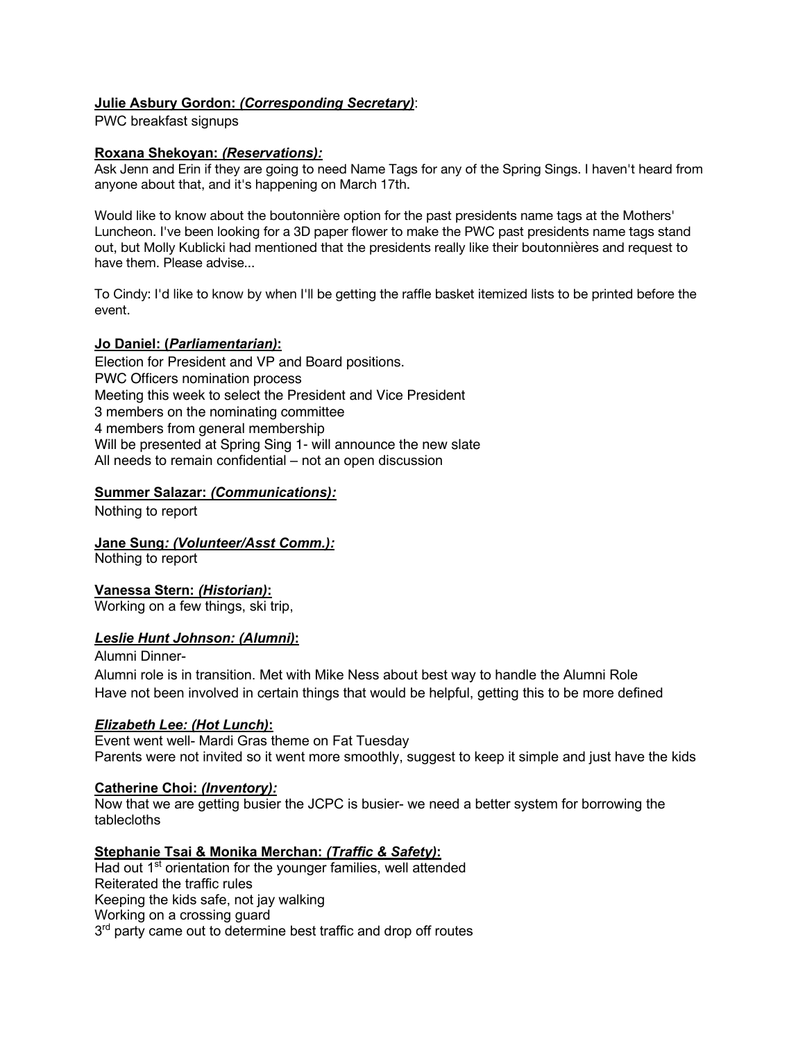**Julie Asbury Gordon:** ***(Corresponding Secretary)***:
PWC breakfast signups

**Roxana Shekoyan:** ***(Reservations):***
Ask Jenn and Erin if they are going to need Name Tags for any of the Spring Sings. I haven't heard from anyone about that, and it's happening on March 17th.

Would like to know about the boutonnière option for the past presidents name tags at the Mothers' Luncheon. I've been looking for a 3D paper flower to make the PWC past presidents name tags stand out, but Molly Kublicki had mentioned that the presidents really like their boutonnières and request to have them. Please advise...

To Cindy: I'd like to know by when I'll be getting the raffle basket itemized lists to be printed before the event.

**Jo Daniel: (*Parliamentarian)*:**
Election for President and VP and Board positions.
PWC Officers nomination process
Meeting this week to select the President and Vice President
3 members on the nominating committee
4 members from general membership
Will be presented at Spring Sing 1- will announce the new slate
All needs to remain confidential – not an open discussion

**Summer Salazar:** ***(Communications):***
Nothing to report

**Jane Sung*: (Volunteer/Asst Comm.):***
Nothing to report

**Vanessa Stern:** ***(Historian)*:**
Working on a few things, ski trip,

***Leslie Hunt Johnson: (Alumni)*:**
Alumni Dinner-
Alumni role is in transition. Met with Mike Ness about best way to handle the Alumni Role
Have not been involved in certain things that would be helpful, getting this to be more defined

***Elizabeth Lee: (Hot Lunch)*:**
Event went well- Mardi Gras theme on Fat Tuesday
Parents were not invited so it went more smoothly, suggest to keep it simple and just have the kids

**Catherine Choi:** ***(Inventory):***
Now that we are getting busier the JCPC is busier- we need a better system for borrowing the tablecloths

**Stephanie Tsai & Monika Merchan:** ***(Traffic & Safety)*:**
Had out 1st orientation for the younger families, well attended
Reiterated the traffic rules
Keeping the kids safe, not jay walking
Working on a crossing guard
3rd party came out to determine best traffic and drop off routes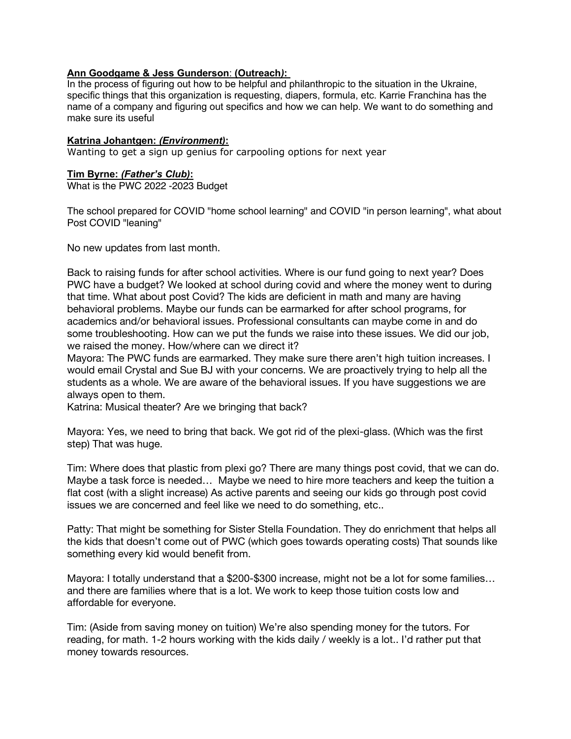**Ann Goodgame & Jess Gunderson**: **(Outreach*):***

In the process of figuring out how to be helpful and philanthropic to the situation in the Ukraine, specific things that this organization is requesting, diapers, formula, etc. Karrie Franchina has the name of a company and figuring out specifics and how we can help. We want to do something and make sure its useful

**Katrina Johantgen: *(Environment)*:**

Wanting to get a sign up genius for carpooling options for next year

**Tim Byrne: *(Father's Club)*:**

What is the PWC 2022 -2023 Budget

The school prepared for COVID "home school learning" and COVID "in person learning", what about Post COVID "leaning"

No new updates from last month.

Back to raising funds for after school activities. Where is our fund going to next year? Does PWC have a budget? We looked at school during covid and where the money went to during that time. What about post Covid? The kids are deficient in math and many are having behavioral problems. Maybe our funds can be earmarked for after school programs, for academics and/or behavioral issues. Professional consultants can maybe come in and do some troubleshooting. How can we put the funds we raise into these issues. We did our job, we raised the money. How/where can we direct it?

Mayora: The PWC funds are earmarked. They make sure there aren't high tuition increases. I would email Crystal and Sue BJ with your concerns. We are proactively trying to help all the students as a whole. We are aware of the behavioral issues. If you have suggestions we are always open to them.

Katrina: Musical theater? Are we bringing that back?

Mayora: Yes, we need to bring that back. We got rid of the plexi-glass. (Which was the first step) That was huge.

Tim: Where does that plastic from plexi go? There are many things post covid, that we can do. Maybe a task force is needed… Maybe we need to hire more teachers and keep the tuition a flat cost (with a slight increase) As active parents and seeing our kids go through post covid issues we are concerned and feel like we need to do something, etc..

Patty: That might be something for Sister Stella Foundation. They do enrichment that helps all the kids that doesn't come out of PWC (which goes towards operating costs) That sounds like something every kid would benefit from.

Mayora: I totally understand that a $200-$300 increase, might not be a lot for some families… and there are families where that is a lot. We work to keep those tuition costs low and affordable for everyone.

Tim: (Aside from saving money on tuition) We're also spending money for the tutors. For reading, for math. 1-2 hours working with the kids daily / weekly is a lot.. I'd rather put that money towards resources.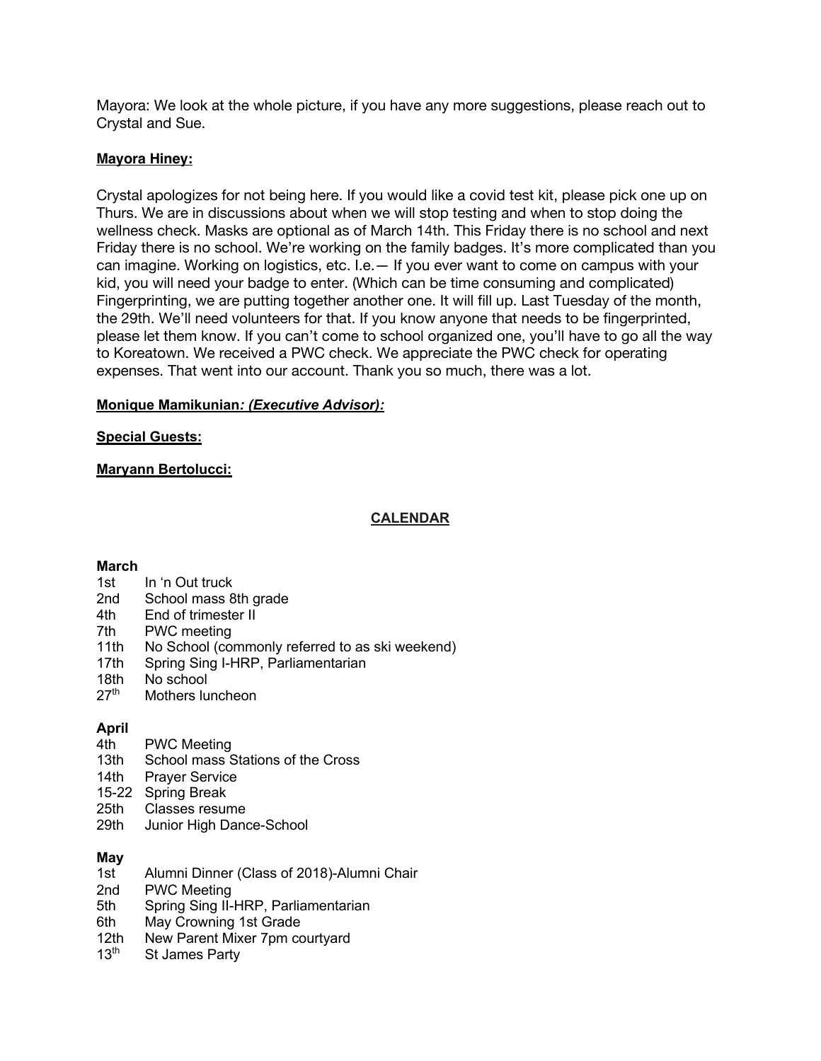Mayora: We look at the whole picture, if you have any more suggestions, please reach out to Crystal and Sue.

**Mayora Hiney:**

Crystal apologizes for not being here. If you would like a covid test kit, please pick one up on Thurs. We are in discussions about when we will stop testing and when to stop doing the wellness check. Masks are optional as of March 14th. This Friday there is no school and next Friday there is no school. We're working on the family badges. It's more complicated than you can imagine. Working on logistics, etc. I.e.— If you ever want to come on campus with your kid, you will need your badge to enter. (Which can be time consuming and complicated) Fingerprinting, we are putting together another one. It will fill up. Last Tuesday of the month, the 29th. We'll need volunteers for that. If you know anyone that needs to be fingerprinted, please let them know. If you can't come to school organized one, you'll have to go all the way to Koreatown. We received a PWC check. We appreciate the PWC check for operating expenses. That went into our account. Thank you so much, there was a lot.

**Monique Mamikunian*: (Executive Advisor):***

**Special Guests:**

**Maryann Bertolucci:**

## CALENDAR

**March**

- 1st In 'n Out truck
- 2nd School mass 8th grade
- 4th End of trimester II
- 7th PWC meeting
- 11th No School (commonly referred to as ski weekend)
- 17th Spring Sing I-HRP, Parliamentarian
- 18th No school
- 27th Mothers luncheon

**April**

- 4th PWC Meeting
- 13th School mass Stations of the Cross
- 14th Prayer Service
- 15-22 Spring Break
- 25th Classes resume
- 29th Junior High Dance-School

**May**

- 1st Alumni Dinner (Class of 2018)-Alumni Chair
- 2nd PWC Meeting
- 5th Spring Sing II-HRP, Parliamentarian
- 6th May Crowning 1st Grade
- 12th New Parent Mixer 7pm courtyard
- 13th St James Party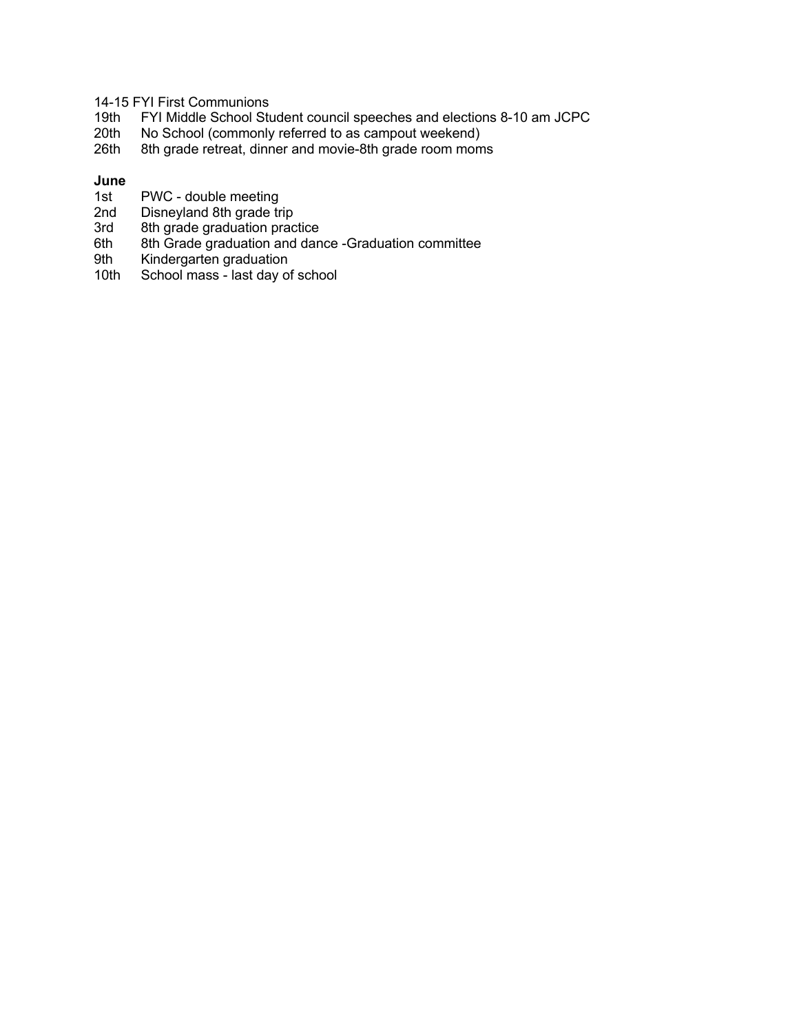14-15 FYI First Communions
19th FYI Middle School Student council speeches and elections 8-10 am JCPC
20th No School (commonly referred to as campout weekend)
26th 8th grade retreat, dinner and movie-8th grade room moms

**June**
1st PWC - double meeting
2nd Disneyland 8th grade trip
3rd 8th grade graduation practice
6th 8th Grade graduation and dance -Graduation committee
9th Kindergarten graduation
10th School mass - last day of school